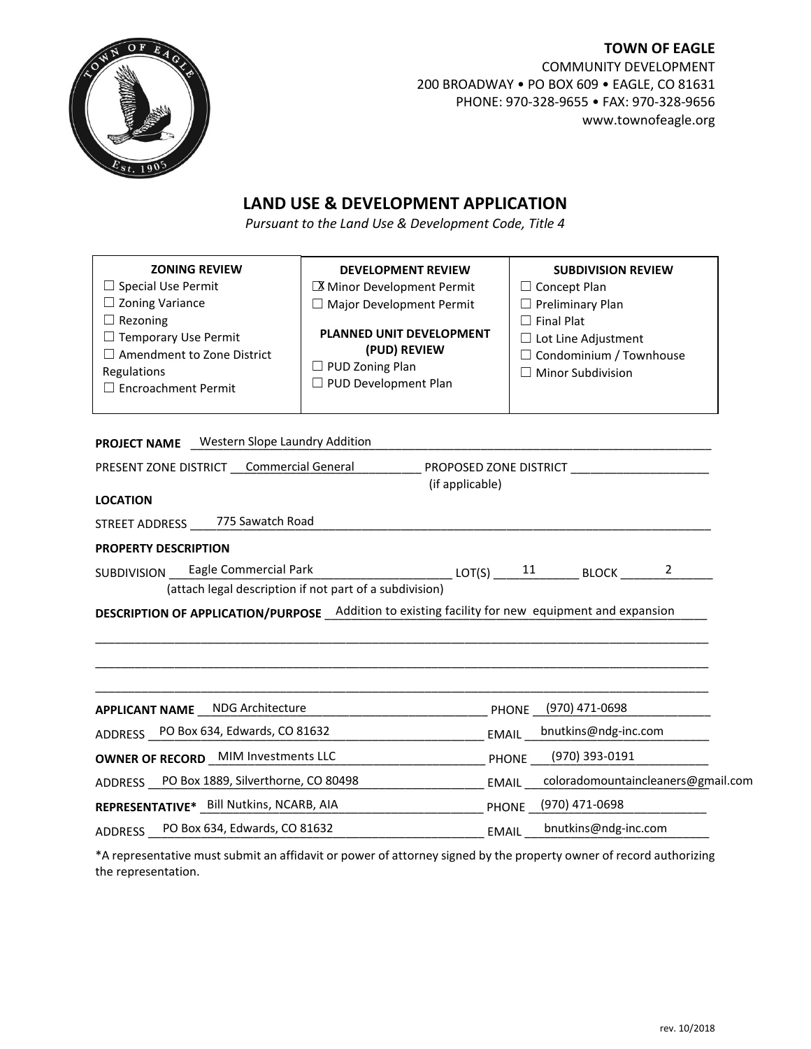**TOWN OF EAGLE**
COMMUNITY DEVELOPMENT
200 BROADWAY • PO BOX 609 • EAGLE, CO 81631
PHONE: 970-328-9655 • FAX: 970-328-9656
www.townofeagle.org

# LAND USE & DEVELOPMENT APPLICATION

*Pursuant to the Land Use & Development Code, Title 4*

| ZONING REVIEW | DEVELOPMENT REVIEW | SUBDIVISION REVIEW |
|---|---|---|
| ☐ Special Use Permit<br>☐ Zoning Variance<br>☐ Rezoning<br>☐ Temporary Use Permit<br>☐ Amendment to Zone District Regulations<br>☐ Encroachment Permit | ☒ Minor Development Permit<br>☐ Major Development Permit<br><br>**PLANNED UNIT DEVELOPMENT (PUD) REVIEW**<br>☐ PUD Zoning Plan<br>☐ PUD Development Plan | ☐ Concept Plan<br>☐ Preliminary Plan<br>☐ Final Plat<br>☐ Lot Line Adjustment<br>☐ Condominium / Townhouse<br>☐ Minor Subdivision |

**PROJECT NAME** Western Slope Laundry Addition

PRESENT ZONE DISTRICT Commercial General PROPOSED ZONE DISTRICT ____________ (if applicable)

**LOCATION**

STREET ADDRESS 775 Sawatch Road

**PROPERTY DESCRIPTION**

SUBDIVISION Eagle Commercial Park LOT(S) 11 BLOCK 2
(attach legal description if not part of a subdivision)

**DESCRIPTION OF APPLICATION/PURPOSE** Addition to existing facility for new equipment and expansion

**APPLICANT NAME** NDG Architecture PHONE (970) 471-0698

ADDRESS PO Box 634, Edwards, CO 81632 EMAIL bnutkins@ndg-inc.com

**OWNER OF RECORD** MIM Investments LLC PHONE (970) 393-0191

ADDRESS PO Box 1889, Silverthorne, CO 80498 EMAIL coloradomountaincleaners@gmail.com

**REPRESENTATIVE*** Bill Nutkins, NCARB, AIA PHONE (970) 471-0698

ADDRESS PO Box 634, Edwards, CO 81632 EMAIL bnutkins@ndg-inc.com

*A representative must submit an affidavit or power of attorney signed by the property owner of record authorizing the representation.

rev. 10/2018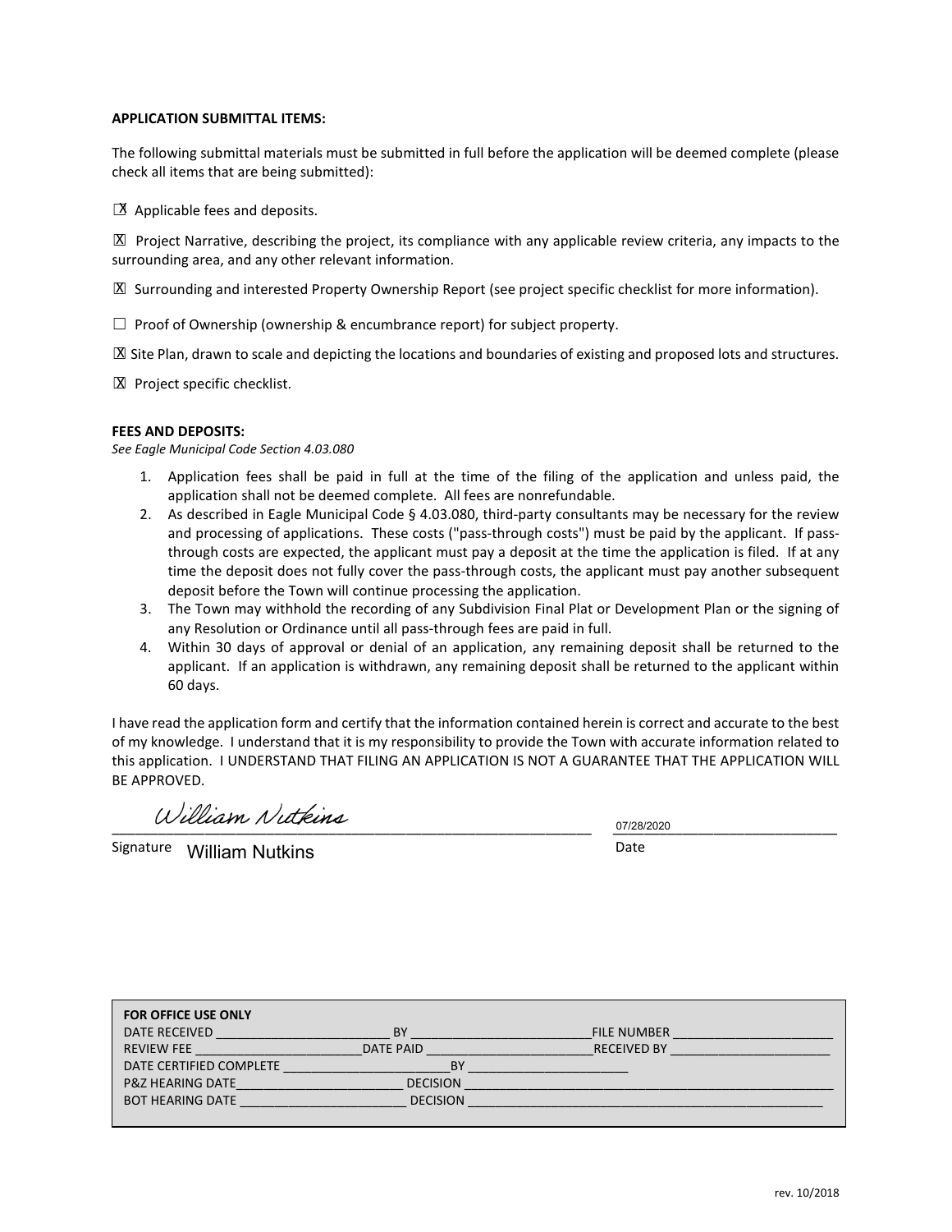**APPLICATION SUBMITTAL ITEMS:**

The following submittal materials must be submitted in full before the application will be deemed complete (please check all items that are being submitted):

☒ Applicable fees and deposits.

☒ Project Narrative, describing the project, its compliance with any applicable review criteria, any impacts to the surrounding area, and any other relevant information.

☒ Surrounding and interested Property Ownership Report (see project specific checklist for more information).

☐ Proof of Ownership (ownership & encumbrance report) for subject property.

☒ Site Plan, drawn to scale and depicting the locations and boundaries of existing and proposed lots and structures.

☒ Project specific checklist.

**FEES AND DEPOSITS:**

*See Eagle Municipal Code Section 4.03.080*

1. Application fees shall be paid in full at the time of the filing of the application and unless paid, the application shall not be deemed complete. All fees are nonrefundable.
2. As described in Eagle Municipal Code § 4.03.080, third-party consultants may be necessary for the review and processing of applications. These costs ("pass-through costs") must be paid by the applicant. If pass-through costs are expected, the applicant must pay a deposit at the time the application is filed. If at any time the deposit does not fully cover the pass-through costs, the applicant must pay another subsequent deposit before the Town will continue processing the application.
3. The Town may withhold the recording of any Subdivision Final Plat or Development Plan or the signing of any Resolution or Ordinance until all pass-through fees are paid in full.
4. Within 30 days of approval or denial of an application, any remaining deposit shall be returned to the applicant. If an application is withdrawn, any remaining deposit shall be returned to the applicant within 60 days.

I have read the application form and certify that the information contained herein is correct and accurate to the best of my knowledge. I understand that it is my responsibility to provide the Town with accurate information related to this application. I UNDERSTAND THAT FILING AN APPLICATION IS NOT A GUARANTEE THAT THE APPLICATION WILL BE APPROVED.

*William Nutkins* ______________________________ 07/28/2020 ______________________

Signature William Nutkins Date

**FOR OFFICE USE ONLY**

DATE RECEIVED ______________ BY ______________ FILE NUMBER ______________

REVIEW FEE ______________ DATE PAID ______________ RECEIVED BY ______________

DATE CERTIFIED COMPLETE ______________ BY ______________

P&Z HEARING DATE ______________ DECISION ______________

BOT HEARING DATE ______________ DECISION ______________

rev. 10/2018